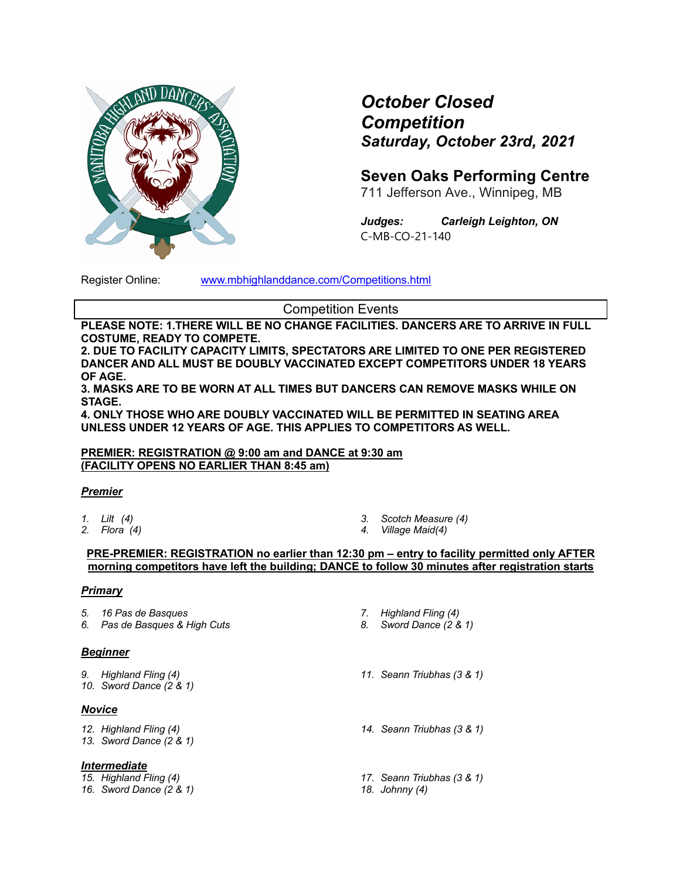# October Closed Competition

***Saturday, October 23rd, 2021***

## Seven Oaks Performing Centre

711 Jefferson Ave., Winnipeg, MB

***Judges:*** ***Carleigh Leighton, ON***

C-MB-CO-21-140

Register Online: [www.mbhighlanddance.com/Competitions.html](www.mbhighlanddance.com/Competitions.html)

## Competition Events

**PLEASE NOTE: 1.THERE WILL BE NO CHANGE FACILITIES. DANCERS ARE TO ARRIVE IN FULL COSTUME, READY TO COMPETE.**

**2. DUE TO FACILITY CAPACITY LIMITS, SPECTATORS ARE LIMITED TO ONE PER REGISTERED DANCER AND ALL MUST BE DOUBLY VACCINATED EXCEPT COMPETITORS UNDER 18 YEARS OF AGE.**

**3. MASKS ARE TO BE WORN AT ALL TIMES BUT DANCERS CAN REMOVE MASKS WHILE ON STAGE.**

**4. ONLY THOSE WHO ARE DOUBLY VACCINATED WILL BE PERMITTED IN SEATING AREA UNLESS UNDER 12 YEARS OF AGE. THIS APPLIES TO COMPETITORS AS WELL.**

**PREMIER: REGISTRATION @ 9:00 am and DANCE at 9:30 am**
**(FACILITY OPENS NO EARLIER THAN 8:45 am)**

### ***Premier***

1. *Lilt (4)*
2. *Flora (4)*
3. *Scotch Measure (4)*
4. *Village Maid(4)*

**PRE-PREMIER: REGISTRATION no earlier than 12:30 pm – entry to facility permitted only AFTER morning competitors have left the building; DANCE to follow 30 minutes after registration starts**

### ***Primary***

5. *16 Pas de Basques*
6. *Pas de Basques & High Cuts*
7. *Highland Fling (4)*
8. *Sword Dance (2 & 1)*

### ***Beginner***

9. *Highland Fling (4)*
10. *Sword Dance (2 & 1)*
11. *Seann Triubhas (3 & 1)*

### ***Novice***

12. *Highland Fling (4)*
13. *Sword Dance (2 & 1)*
14. *Seann Triubhas (3 & 1)*

### ***Intermediate***

15. *Highland Fling (4)*
16. *Sword Dance (2 & 1)*
17. *Seann Triubhas (3 & 1)*
18. *Johnny (4)*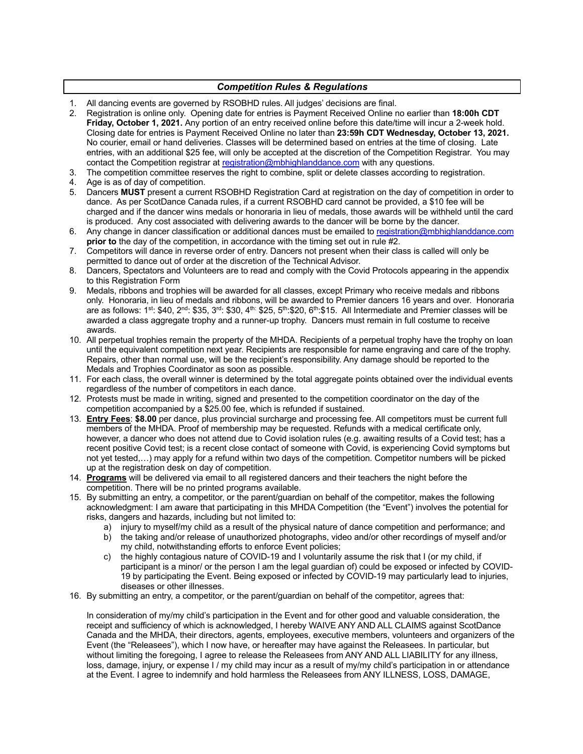## *Competition Rules & Regulations*

1. All dancing events are governed by RSOBHD rules. All judges' decisions are final.
2. Registration is online only. Opening date for entries is Payment Received Online no earlier than **18:00h CDT Friday, October 1, 2021.** Any portion of an entry received online before this date/time will incur a 2-week hold. Closing date for entries is Payment Received Online no later than **23:59h CDT Wednesday, October 13, 2021.** No courier, email or hand deliveries. Classes will be determined based on entries at the time of closing. Late entries, with an additional $25 fee, will only be accepted at the discretion of the Competition Registrar. You may contact the Competition registrar at registration@mbhighlanddance.com with any questions.
3. The competition committee reserves the right to combine, split or delete classes according to registration.
4. Age is as of day of competition.
5. Dancers **MUST** present a current RSOBHD Registration Card at registration on the day of competition in order to dance. As per ScotDance Canada rules, if a current RSOBHD card cannot be provided, a $10 fee will be charged and if the dancer wins medals or honoraria in lieu of medals, those awards will be withheld until the card is produced. Any cost associated with delivering awards to the dancer will be borne by the dancer.
6. Any change in dancer classification or additional dances must be emailed to registration@mbhighlanddance.com **prior to** the day of the competition, in accordance with the timing set out in rule #2.
7. Competitors will dance in reverse order of entry. Dancers not present when their class is called will only be permitted to dance out of order at the discretion of the Technical Advisor.
8. Dancers, Spectators and Volunteers are to read and comply with the Covid Protocols appearing in the appendix to this Registration Form
9. Medals, ribbons and trophies will be awarded for all classes, except Primary who receive medals and ribbons only. Honoraria, in lieu of medals and ribbons, will be awarded to Premier dancers 16 years and over. Honoraria are as follows: 1st: $40, 2nd: $35, 3rd: $30, 4th: $25, 5th:$20, 6th:$15. All Intermediate and Premier classes will be awarded a class aggregate trophy and a runner-up trophy. Dancers must remain in full costume to receive awards.
10. All perpetual trophies remain the property of the MHDA. Recipients of a perpetual trophy have the trophy on loan until the equivalent competition next year. Recipients are responsible for name engraving and care of the trophy. Repairs, other than normal use, will be the recipient's responsibility. Any damage should be reported to the Medals and Trophies Coordinator as soon as possible.
11. For each class, the overall winner is determined by the total aggregate points obtained over the individual events regardless of the number of competitors in each dance.
12. Protests must be made in writing, signed and presented to the competition coordinator on the day of the competition accompanied by a $25.00 fee, which is refunded if sustained.
13. **Entry Fees**: **$8.00** per dance, plus provincial surcharge and processing fee. All competitors must be current full members of the MHDA. Proof of membership may be requested. Refunds with a medical certificate only, however, a dancer who does not attend due to Covid isolation rules (e.g. awaiting results of a Covid test; has a recent positive Covid test; is a recent close contact of someone with Covid, is experiencing Covid symptoms but not yet tested,…) may apply for a refund within two days of the competition. Competitor numbers will be picked up at the registration desk on day of competition.
14. **Programs** will be delivered via email to all registered dancers and their teachers the night before the competition. There will be no printed programs available.
15. By submitting an entry, a competitor, or the parent/guardian on behalf of the competitor, makes the following acknowledgment: I am aware that participating in this MHDA Competition (the "Event") involves the potential for risks, dangers and hazards, including but not limited to:
    a) injury to myself/my child as a result of the physical nature of dance competition and performance; and
    b) the taking and/or release of unauthorized photographs, video and/or other recordings of myself and/or my child, notwithstanding efforts to enforce Event policies;
    c) the highly contagious nature of COVID-19 and I voluntarily assume the risk that I (or my child, if participant is a minor/ or the person I am the legal guardian of) could be exposed or infected by COVID-19 by participating the Event. Being exposed or infected by COVID-19 may particularly lead to injuries, diseases or other illnesses.
16. By submitting an entry, a competitor, or the parent/guardian on behalf of the competitor, agrees that:

    In consideration of my/my child's participation in the Event and for other good and valuable consideration, the receipt and sufficiency of which is acknowledged, I hereby WAIVE ANY AND ALL CLAIMS against ScotDance Canada and the MHDA, their directors, agents, employees, executive members, volunteers and organizers of the Event (the "Releasees"), which I now have, or hereafter may have against the Releasees. In particular, but without limiting the foregoing, I agree to release the Releasees from ANY AND ALL LIABILITY for any illness, loss, damage, injury, or expense I / my child may incur as a result of my/my child's participation in or attendance at the Event. I agree to indemnify and hold harmless the Releasees from ANY ILLNESS, LOSS, DAMAGE,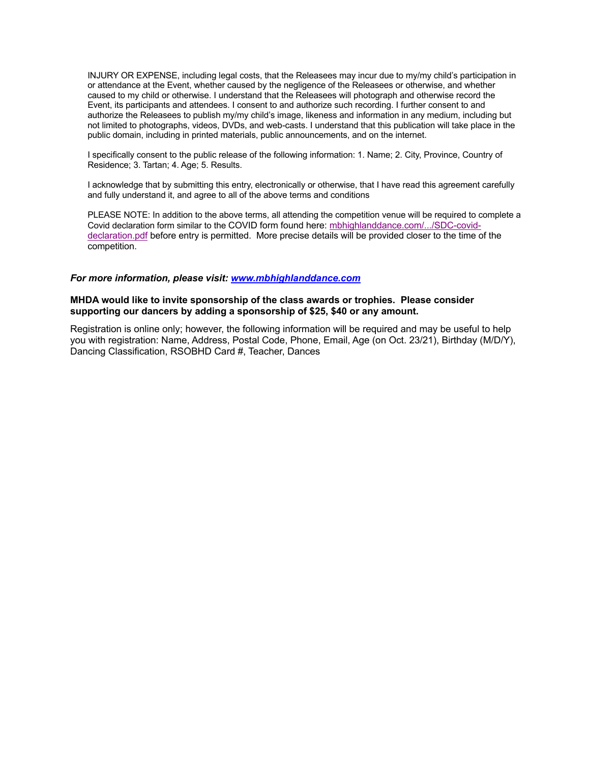INJURY OR EXPENSE, including legal costs, that the Releasees may incur due to my/my child's participation in or attendance at the Event, whether caused by the negligence of the Releasees or otherwise, and whether caused to my child or otherwise. I understand that the Releasees will photograph and otherwise record the Event, its participants and attendees. I consent to and authorize such recording. I further consent to and authorize the Releasees to publish my/my child's image, likeness and information in any medium, including but not limited to photographs, videos, DVDs, and web-casts. I understand that this publication will take place in the public domain, including in printed materials, public announcements, and on the internet.

I specifically consent to the public release of the following information: 1. Name; 2. City, Province, Country of Residence; 3. Tartan; 4. Age; 5. Results.

I acknowledge that by submitting this entry, electronically or otherwise, that I have read this agreement carefully and fully understand it, and agree to all of the above terms and conditions

PLEASE NOTE: In addition to the above terms, all attending the competition venue will be required to complete a Covid declaration form similar to the COVID form found here: [mbhighlanddance.com/.../SDC-covid-declaration.pdf](mbhighlanddance.com/.../SDC-covid-declaration.pdf) before entry is permitted. More precise details will be provided closer to the time of the competition.

***For more information, please visit: [www.mbhighlanddance.com](http://www.mbhighlanddance.com)***

**MHDA would like to invite sponsorship of the class awards or trophies. Please consider supporting our dancers by adding a sponsorship of $25, $40 or any amount.**

Registration is online only; however, the following information will be required and may be useful to help you with registration: Name, Address, Postal Code, Phone, Email, Age (on Oct. 23/21), Birthday (M/D/Y), Dancing Classification, RSOBHD Card #, Teacher, Dances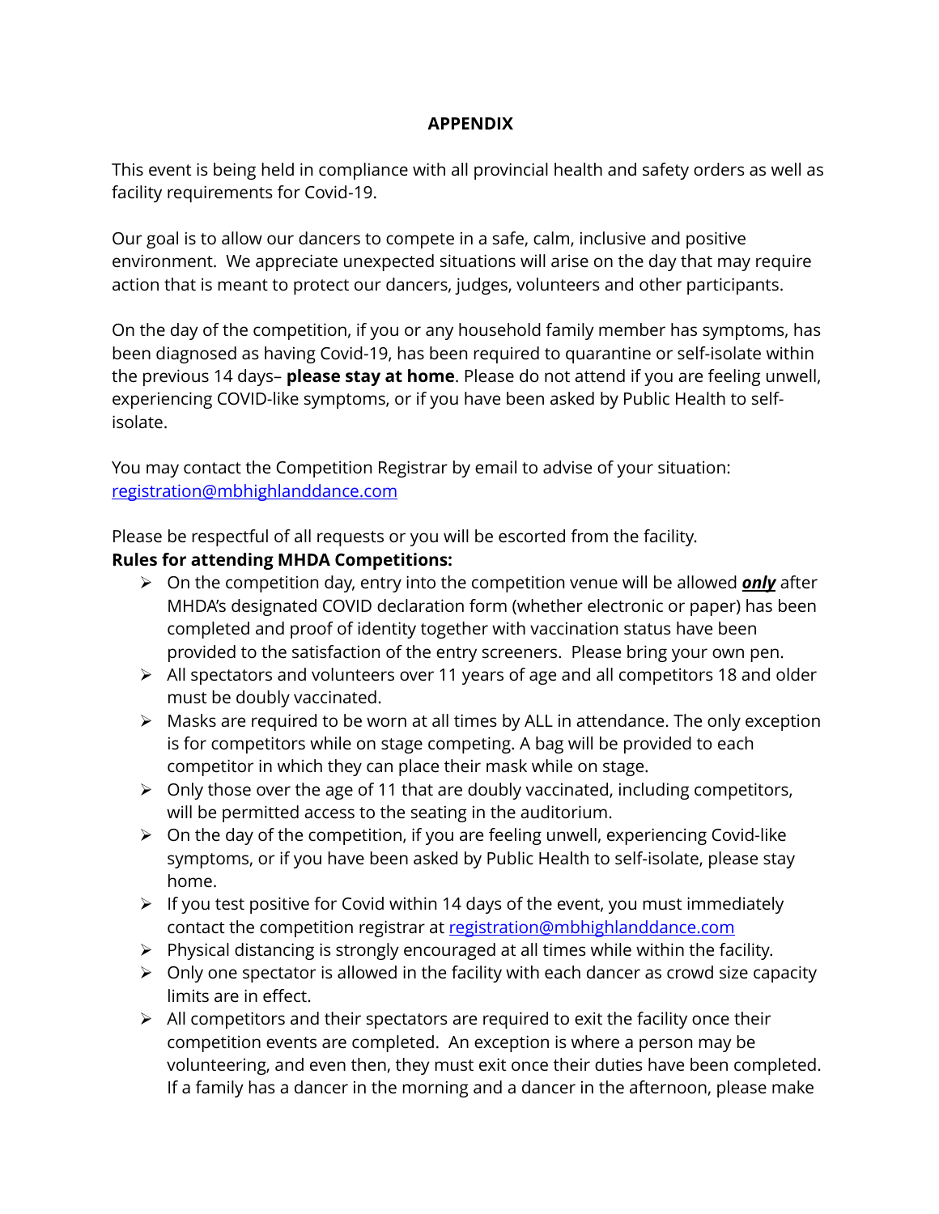# APPENDIX

This event is being held in compliance with all provincial health and safety orders as well as facility requirements for Covid-19.

Our goal is to allow our dancers to compete in a safe, calm, inclusive and positive environment. We appreciate unexpected situations will arise on the day that may require action that is meant to protect our dancers, judges, volunteers and other participants.

On the day of the competition, if you or any household family member has symptoms, has been diagnosed as having Covid-19, has been required to quarantine or self-isolate within the previous 14 days– **please stay at home**. Please do not attend if you are feeling unwell, experiencing COVID-like symptoms, or if you have been asked by Public Health to self-isolate.

You may contact the Competition Registrar by email to advise of your situation: [registration@mbhighlanddance.com](mailto:registration@mbhighlanddance.com)

Please be respectful of all requests or you will be escorted from the facility.

**Rules for attending MHDA Competitions:**

- On the competition day, entry into the competition venue will be allowed ***only*** after MHDA's designated COVID declaration form (whether electronic or paper) has been completed and proof of identity together with vaccination status have been provided to the satisfaction of the entry screeners. Please bring your own pen.
- All spectators and volunteers over 11 years of age and all competitors 18 and older must be doubly vaccinated.
- Masks are required to be worn at all times by ALL in attendance. The only exception is for competitors while on stage competing. A bag will be provided to each competitor in which they can place their mask while on stage.
- Only those over the age of 11 that are doubly vaccinated, including competitors, will be permitted access to the seating in the auditorium.
- On the day of the competition, if you are feeling unwell, experiencing Covid-like symptoms, or if you have been asked by Public Health to self-isolate, please stay home.
- If you test positive for Covid within 14 days of the event, you must immediately contact the competition registrar at [registration@mbhighlanddance.com](mailto:registration@mbhighlanddance.com)
- Physical distancing is strongly encouraged at all times while within the facility.
- Only one spectator is allowed in the facility with each dancer as crowd size capacity limits are in effect.
- All competitors and their spectators are required to exit the facility once their competition events are completed. An exception is where a person may be volunteering, and even then, they must exit once their duties have been completed. If a family has a dancer in the morning and a dancer in the afternoon, please make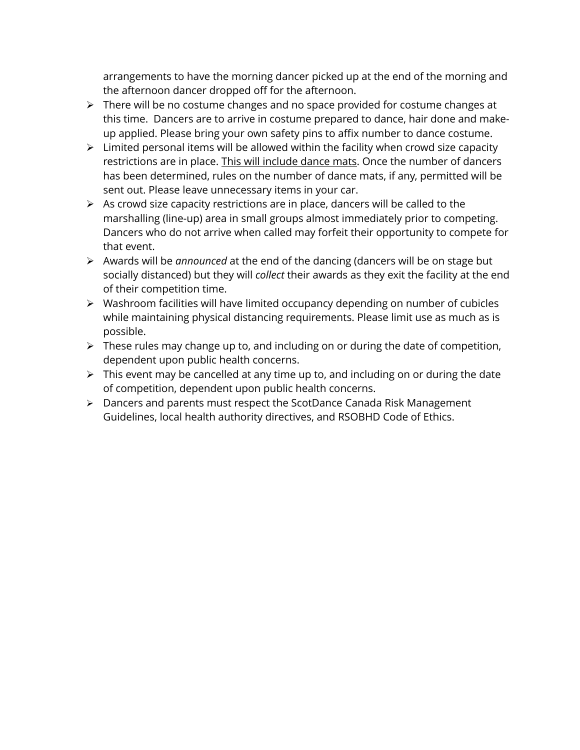arrangements to have the morning dancer picked up at the end of the morning and the afternoon dancer dropped off for the afternoon.

- There will be no costume changes and no space provided for costume changes at this time. Dancers are to arrive in costume prepared to dance, hair done and make-up applied. Please bring your own safety pins to affix number to dance costume.
- Limited personal items will be allowed within the facility when crowd size capacity restrictions are in place. <u>This will include dance mats</u>. Once the number of dancers has been determined, rules on the number of dance mats, if any, permitted will be sent out. Please leave unnecessary items in your car.
- As crowd size capacity restrictions are in place, dancers will be called to the marshalling (line-up) area in small groups almost immediately prior to competing. Dancers who do not arrive when called may forfeit their opportunity to compete for that event.
- Awards will be *announced* at the end of the dancing (dancers will be on stage but socially distanced) but they will *collect* their awards as they exit the facility at the end of their competition time.
- Washroom facilities will have limited occupancy depending on number of cubicles while maintaining physical distancing requirements. Please limit use as much as is possible.
- These rules may change up to, and including on or during the date of competition, dependent upon public health concerns.
- This event may be cancelled at any time up to, and including on or during the date of competition, dependent upon public health concerns.
- Dancers and parents must respect the ScotDance Canada Risk Management Guidelines, local health authority directives, and RSOBHD Code of Ethics.